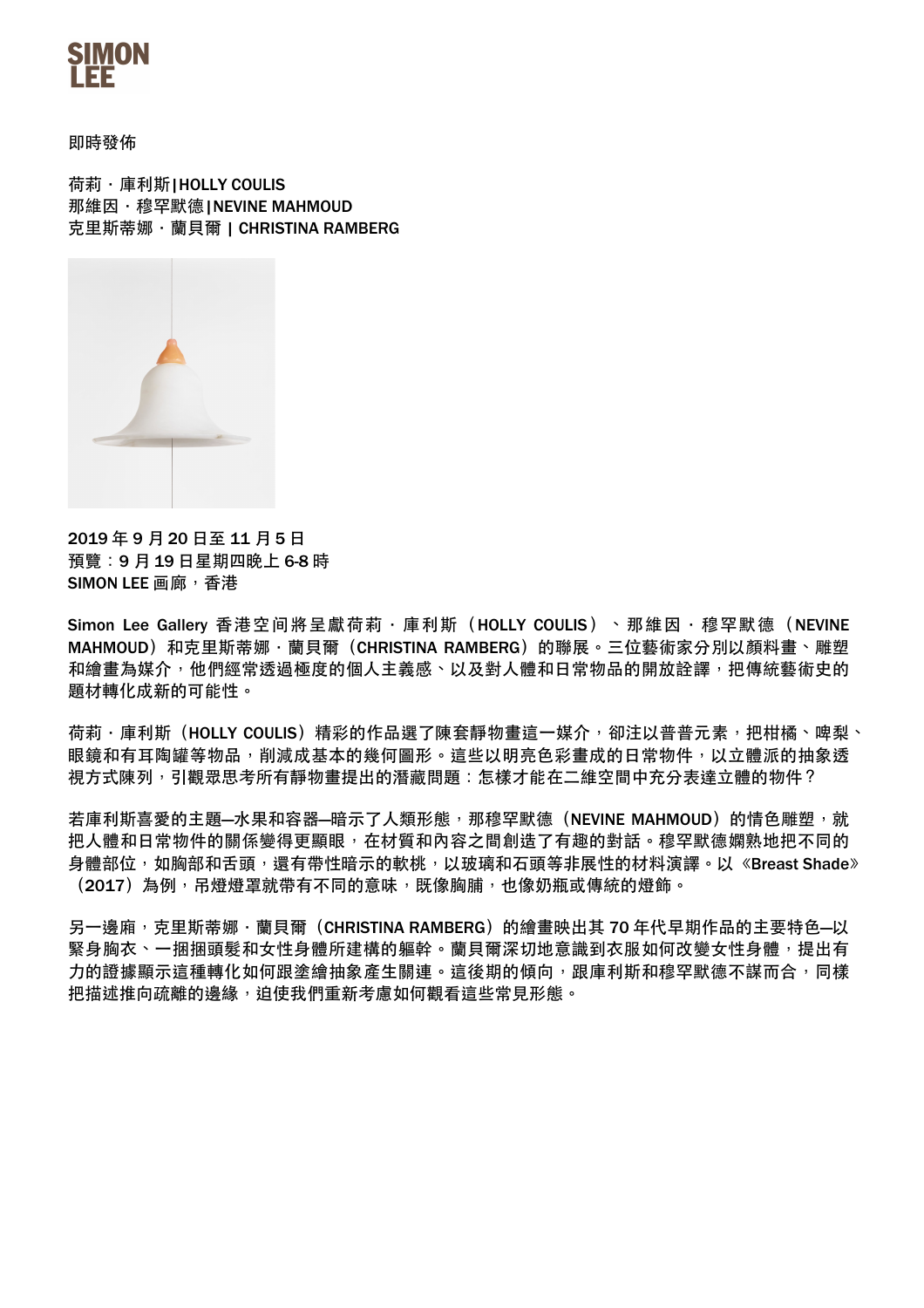SIMON LEE

即時發佈

**荷莉・庫利斯|HOLLY COULIS**
**那維因・穆罕默德|NEVINE MAHMOUD**
**克里斯蒂娜・蘭貝爾 | CHRISTINA RAMBERG**

**2019 年 9 月 20 日至 11 月 5 日**
**預覽：9 月 19 日星期四晚上 6-8 時**
**SIMON LEE 画廊，香港**

Simon Lee Gallery 香港空间將呈獻荷莉・庫利斯（HOLLY COULIS）、那維因・穆罕默德（NEVINE MAHMOUD）和克里斯蒂娜・蘭貝爾（CHRISTINA RAMBERG）的聯展。三位藝術家分別以顏料畫、雕塑和繪畫為媒介，他們經常透過極度的個人主義感、以及對人體和日常物品的開放詮譯，把傳統藝術史的題材轉化成新的可能性。

荷莉・庫利斯（HOLLY COULIS）精彩的作品選了陳套靜物畫這一媒介，卻注以普普元素，把柑橘、啤梨、眼鏡和有耳陶罐等物品，削減成基本的幾何圖形。這些以明亮色彩畫成的日常物件，以立體派的抽象透視方式陳列，引觀眾思考所有靜物畫提出的潛藏問題：怎樣才能在二維空間中充分表達立體的物件？

若庫利斯喜愛的主題—水果和容器—暗示了人類形態，那穆罕默德（NEVINE MAHMOUD）的情色雕塑，就把人體和日常物件的關係變得更顯眼，在材質和內容之間創造了有趣的對話。穆罕默德嫻熟地把不同的身體部位，如胸部和舌頭，還有帶性暗示的軟桃，以玻璃和石頭等非展性的材料演譯。以《Breast Shade》（2017）為例，吊燈燈罩就帶有不同的意味，既像胸脯，也像奶瓶或傳統的燈飾。

另一邊廂，克里斯蒂娜・蘭貝爾（CHRISTINA RAMBERG）的繪畫映出其 70 年代早期作品的主要特色—以緊身胸衣、一捆捆頭髮和女性身體所建構的軀幹。蘭貝爾深切地意識到衣服如何改變女性身體，提出有力的證據顯示這種轉化如何跟塗繪抽象產生關連。這後期的傾向，跟庫利斯和穆罕默德不謀而合，同樣把描述推向疏離的邊緣，迫使我們重新考慮如何觀看這些常見形態。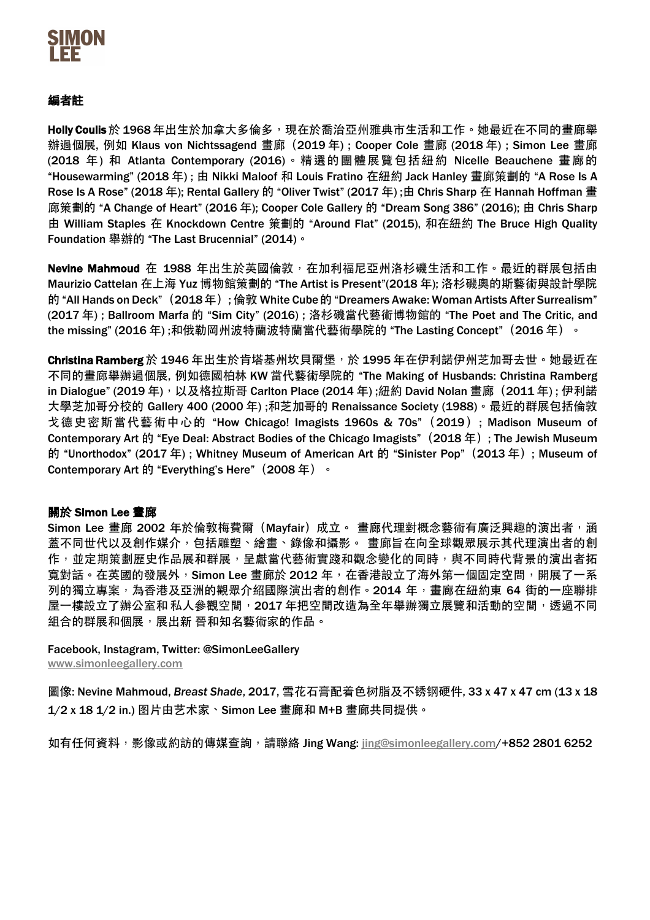## 編者註

**Holly Coulis** 於 1968 年出生於加拿大多倫多，現在於喬治亞州雅典市生活和工作。她最近在不同的畫廊舉辦過個展, 例如 Klaus von Nichtssagend 畫廊（2019 年）; Cooper Cole 畫廊 (2018 年) ; Simon Lee 畫廊 (2018 年) 和 Atlanta Contemporary (2016)。精選的團體展覽包括紐約 Nicelle Beauchene 畫廊的 "Housewarming" (2018 年) ; 由 Nikki Maloof 和 Louis Fratino 在紐約 Jack Hanley 畫廊策劃的 "A Rose Is A Rose Is A Rose" (2018 年); Rental Gallery 的 "Oliver Twist" (2017 年) ;由 Chris Sharp 在 Hannah Hoffman 畫廊策劃的 "A Change of Heart" (2016 年); Cooper Cole Gallery 的 "Dream Song 386" (2016); 由 Chris Sharp 由 William Staples 在 Knockdown Centre 策劃的 "Around Flat" (2015), 和在紐約 The Bruce High Quality Foundation 舉辦的 "The Last Brucennial" (2014)。

**Nevine Mahmoud** 在 1988 年出生於英國倫敦，在加利福尼亞州洛杉磯生活和工作。最近的群展包括由 Maurizio Cattelan 在上海 Yuz 博物館策劃的 "The Artist is Present"(2018 年); 洛杉磯奧的斯藝術與設計學院的 "All Hands on Deck"（2018 年）; 倫敦 White Cube 的 "Dreamers Awake: Woman Artists After Surrealism" (2017 年) ; Ballroom Marfa 的 "Sim City" (2016) ; 洛杉磯當代藝術博物館的 "The Poet and The Critic, and the missing" (2016 年) ;和俄勒岡州波特蘭波特蘭當代藝術學院的 "The Lasting Concept"（2016 年）。

**Christina Ramberg** 於 1946 年出生於肯塔基州坎貝爾堡，於 1995 年在伊利諾伊州芝加哥去世。她最近在不同的畫廊舉辦過個展, 例如德國柏林 KW 當代藝術學院的 "The Making of Husbands: Christina Ramberg in Dialogue" (2019 年)，以及格拉斯哥 Carlton Place (2014 年) ;紐約 David Nolan 畫廊（2011 年）; 伊利諾大學芝加哥分校的 Gallery 400 (2000 年) ;和芝加哥的 Renaissance Society (1988)。最近的群展包括倫敦戈德史密斯當代藝術中心的 "How Chicago! Imagists 1960s & 70s"（2019）; Madison Museum of Contemporary Art 的 "Eye Deal: Abstract Bodies of the Chicago Imagists"（2018 年）; The Jewish Museum 的 "Unorthodox" (2017 年) ; Whitney Museum of American Art 的 "Sinister Pop"（2013 年）; Museum of Contemporary Art 的 "Everything's Here"（2008 年）。

## 關於 Simon Lee 畫廊

Simon Lee 畫廊 2002 年於倫敦梅費爾（Mayfair）成立。 畫廊代理對概念藝術有廣泛興趣的演出者，涵蓋不同世代以及創作媒介，包括雕塑、繪畫、錄像和攝影。 畫廊旨在向全球觀眾展示其代理演出者的創作，並定期策劃歷史作品展和群展，呈獻當代藝術實踐和觀念變化的同時，與不同時代背景的演出者拓寬對話。在英國的發展外，Simon Lee 畫廊於 2012 年，在香港設立了海外第一個固定空間，開展了一系列的獨立專案，為香港及亞洲的觀眾介紹國際演出者的創作。2014 年，畫廊在紐約東 64 街的一座聯排屋一樓設立了辦公室和 私人參觀空間，2017 年把空間改造為全年舉辦獨立展覽和活動的空間，透過不同組合的群展和個展，展出新 晉和知名藝術家的作品。

Facebook, Instagram, Twitter: @SimonLeeGallery
www.simonleegallery.com

圖像: Nevine Mahmoud, *Breast Shade*, 2017, 雪花石膏配着色树脂及不锈钢硬件, 33 x 47 x 47 cm (13 x 18 1/2 x 18 1/2 in.) 图片由艺术家、Simon Lee 畫廊和 M+B 畫廊共同提供。

如有任何資料，影像或約訪的傳媒查詢，請聯絡 Jing Wang: jing@simonleegallery.com/+852 2801 6252